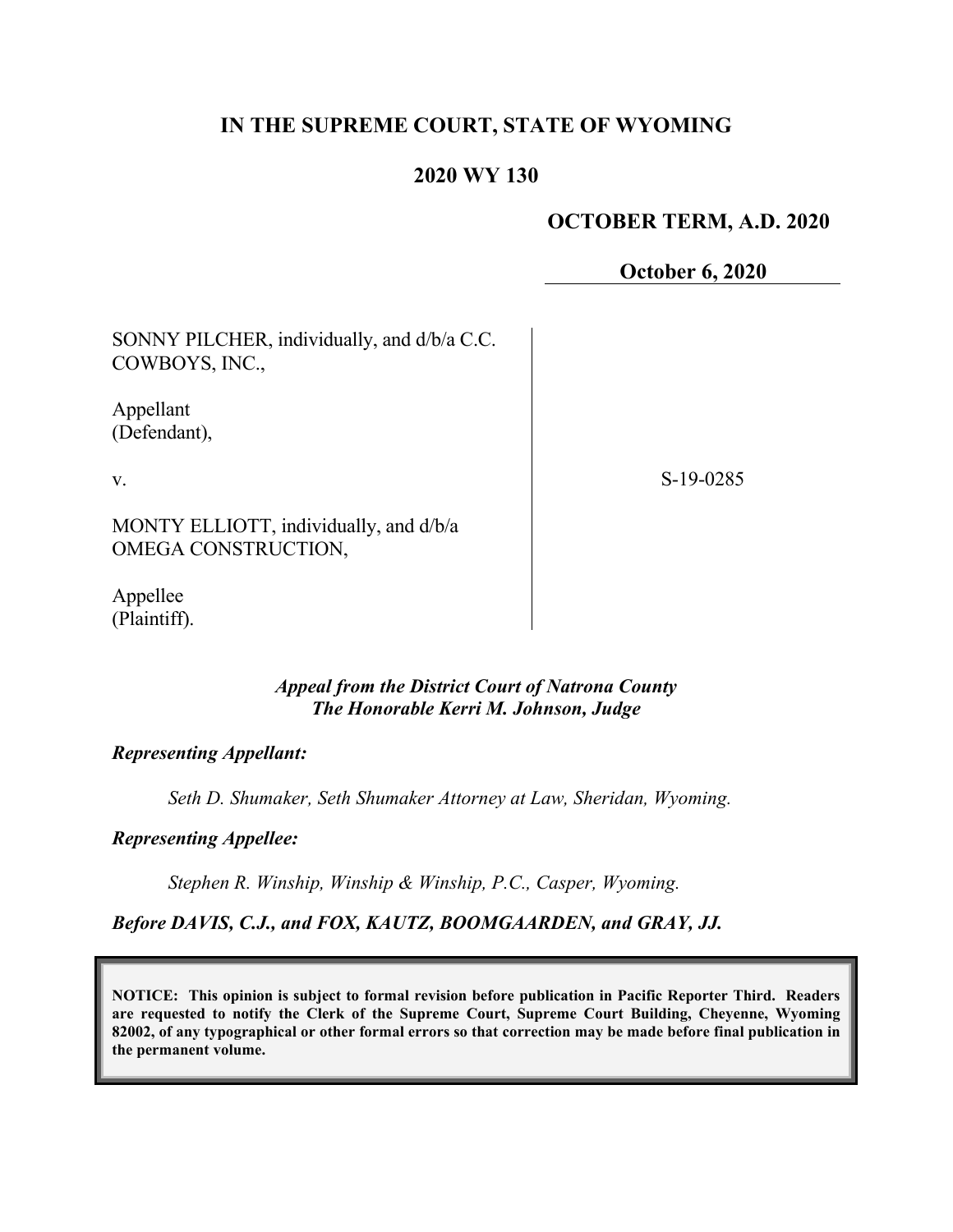# IN THE SUPREME COURT, STATE OF WYOMING

## 2020 WY 130

**OCTOBER TERM, A.D. 2020**

**October 6, 2020**

SONNY PILCHER, individually, and d/b/a C.C. COWBOYS, INC.,

Appellant
(Defendant),

v.

MONTY ELLIOTT, individually, and d/b/a OMEGA CONSTRUCTION,

Appellee
(Plaintiff).

S-19-0285

***Appeal from the District Court of Natrona County***
***The Honorable Kerri M. Johnson, Judge***

***Representing Appellant:***

*Seth D. Shumaker, Seth Shumaker Attorney at Law, Sheridan, Wyoming.*

***Representing Appellee:***

*Stephen R. Winship, Winship & Winship, P.C., Casper, Wyoming.*

***Before DAVIS, C.J., and FOX, KAUTZ, BOOMGAARDEN, and GRAY, JJ.***

**NOTICE: This opinion is subject to formal revision before publication in Pacific Reporter Third. Readers are requested to notify the Clerk of the Supreme Court, Supreme Court Building, Cheyenne, Wyoming 82002, of any typographical or other formal errors so that correction may be made before final publication in the permanent volume.**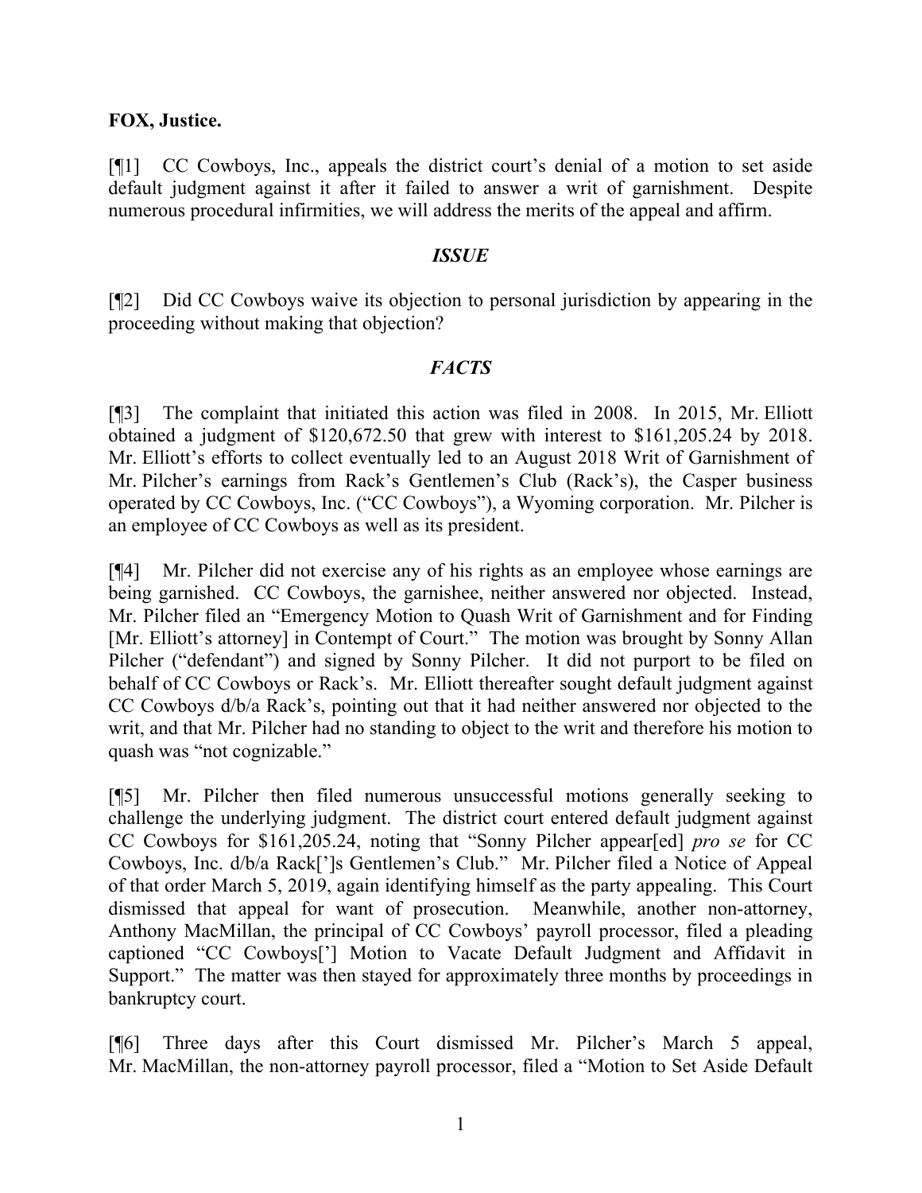**FOX, Justice.**

[¶1] CC Cowboys, Inc., appeals the district court's denial of a motion to set aside default judgment against it after it failed to answer a writ of garnishment. Despite numerous procedural infirmities, we will address the merits of the appeal and affirm.

## *ISSUE*

[¶2] Did CC Cowboys waive its objection to personal jurisdiction by appearing in the proceeding without making that objection?

## *FACTS*

[¶3] The complaint that initiated this action was filed in 2008. In 2015, Mr. Elliott obtained a judgment of $120,672.50 that grew with interest to $161,205.24 by 2018. Mr. Elliott's efforts to collect eventually led to an August 2018 Writ of Garnishment of Mr. Pilcher's earnings from Rack's Gentlemen's Club (Rack's), the Casper business operated by CC Cowboys, Inc. ("CC Cowboys"), a Wyoming corporation. Mr. Pilcher is an employee of CC Cowboys as well as its president.

[¶4] Mr. Pilcher did not exercise any of his rights as an employee whose earnings are being garnished. CC Cowboys, the garnishee, neither answered nor objected. Instead, Mr. Pilcher filed an "Emergency Motion to Quash Writ of Garnishment and for Finding [Mr. Elliott's attorney] in Contempt of Court." The motion was brought by Sonny Allan Pilcher ("defendant") and signed by Sonny Pilcher. It did not purport to be filed on behalf of CC Cowboys or Rack's. Mr. Elliott thereafter sought default judgment against CC Cowboys d/b/a Rack's, pointing out that it had neither answered nor objected to the writ, and that Mr. Pilcher had no standing to object to the writ and therefore his motion to quash was "not cognizable."

[¶5] Mr. Pilcher then filed numerous unsuccessful motions generally seeking to challenge the underlying judgment. The district court entered default judgment against CC Cowboys for $161,205.24, noting that "Sonny Pilcher appear[ed] *pro se* for CC Cowboys, Inc. d/b/a Rack[']s Gentlemen's Club." Mr. Pilcher filed a Notice of Appeal of that order March 5, 2019, again identifying himself as the party appealing. This Court dismissed that appeal for want of prosecution. Meanwhile, another non-attorney, Anthony MacMillan, the principal of CC Cowboys' payroll processor, filed a pleading captioned "CC Cowboys['] Motion to Vacate Default Judgment and Affidavit in Support." The matter was then stayed for approximately three months by proceedings in bankruptcy court.

[¶6] Three days after this Court dismissed Mr. Pilcher's March 5 appeal, Mr. MacMillan, the non-attorney payroll processor, filed a "Motion to Set Aside Default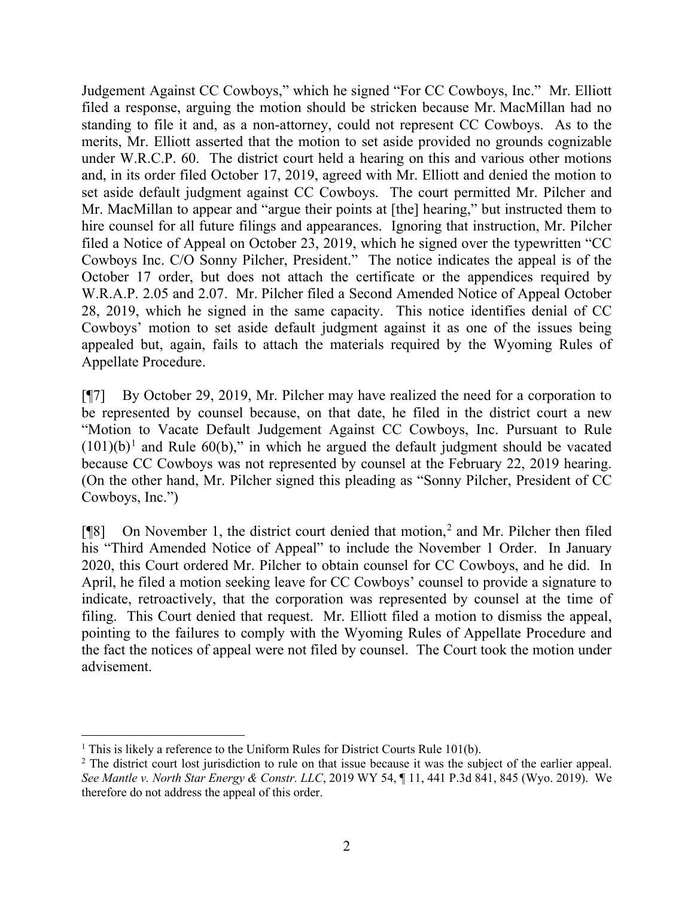Judgement Against CC Cowboys," which he signed "For CC Cowboys, Inc." Mr. Elliott filed a response, arguing the motion should be stricken because Mr. MacMillan had no standing to file it and, as a non-attorney, could not represent CC Cowboys. As to the merits, Mr. Elliott asserted that the motion to set aside provided no grounds cognizable under W.R.C.P. 60. The district court held a hearing on this and various other motions and, in its order filed October 17, 2019, agreed with Mr. Elliott and denied the motion to set aside default judgment against CC Cowboys. The court permitted Mr. Pilcher and Mr. MacMillan to appear and "argue their points at [the] hearing," but instructed them to hire counsel for all future filings and appearances. Ignoring that instruction, Mr. Pilcher filed a Notice of Appeal on October 23, 2019, which he signed over the typewritten "CC Cowboys Inc. C/O Sonny Pilcher, President." The notice indicates the appeal is of the October 17 order, but does not attach the certificate or the appendices required by W.R.A.P. 2.05 and 2.07. Mr. Pilcher filed a Second Amended Notice of Appeal October 28, 2019, which he signed in the same capacity. This notice identifies denial of CC Cowboys' motion to set aside default judgment against it as one of the issues being appealed but, again, fails to attach the materials required by the Wyoming Rules of Appellate Procedure.

[¶7] By October 29, 2019, Mr. Pilcher may have realized the need for a corporation to be represented by counsel because, on that date, he filed in the district court a new "Motion to Vacate Default Judgement Against CC Cowboys, Inc. Pursuant to Rule (101)(b)[1] and Rule 60(b)," in which he argued the default judgment should be vacated because CC Cowboys was not represented by counsel at the February 22, 2019 hearing. (On the other hand, Mr. Pilcher signed this pleading as "Sonny Pilcher, President of CC Cowboys, Inc.")

[¶8] On November 1, the district court denied that motion,[2] and Mr. Pilcher then filed his "Third Amended Notice of Appeal" to include the November 1 Order. In January 2020, this Court ordered Mr. Pilcher to obtain counsel for CC Cowboys, and he did. In April, he filed a motion seeking leave for CC Cowboys' counsel to provide a signature to indicate, retroactively, that the corporation was represented by counsel at the time of filing. This Court denied that request. Mr. Elliott filed a motion to dismiss the appeal, pointing to the failures to comply with the Wyoming Rules of Appellate Procedure and the fact the notices of appeal were not filed by counsel. The Court took the motion under advisement.

---

[1] This is likely a reference to the Uniform Rules for District Courts Rule 101(b).

[2] The district court lost jurisdiction to rule on that issue because it was the subject of the earlier appeal. *See Mantle v. North Star Energy & Constr. LLC*, 2019 WY 54, ¶ 11, 441 P.3d 841, 845 (Wyo. 2019). We therefore do not address the appeal of this order.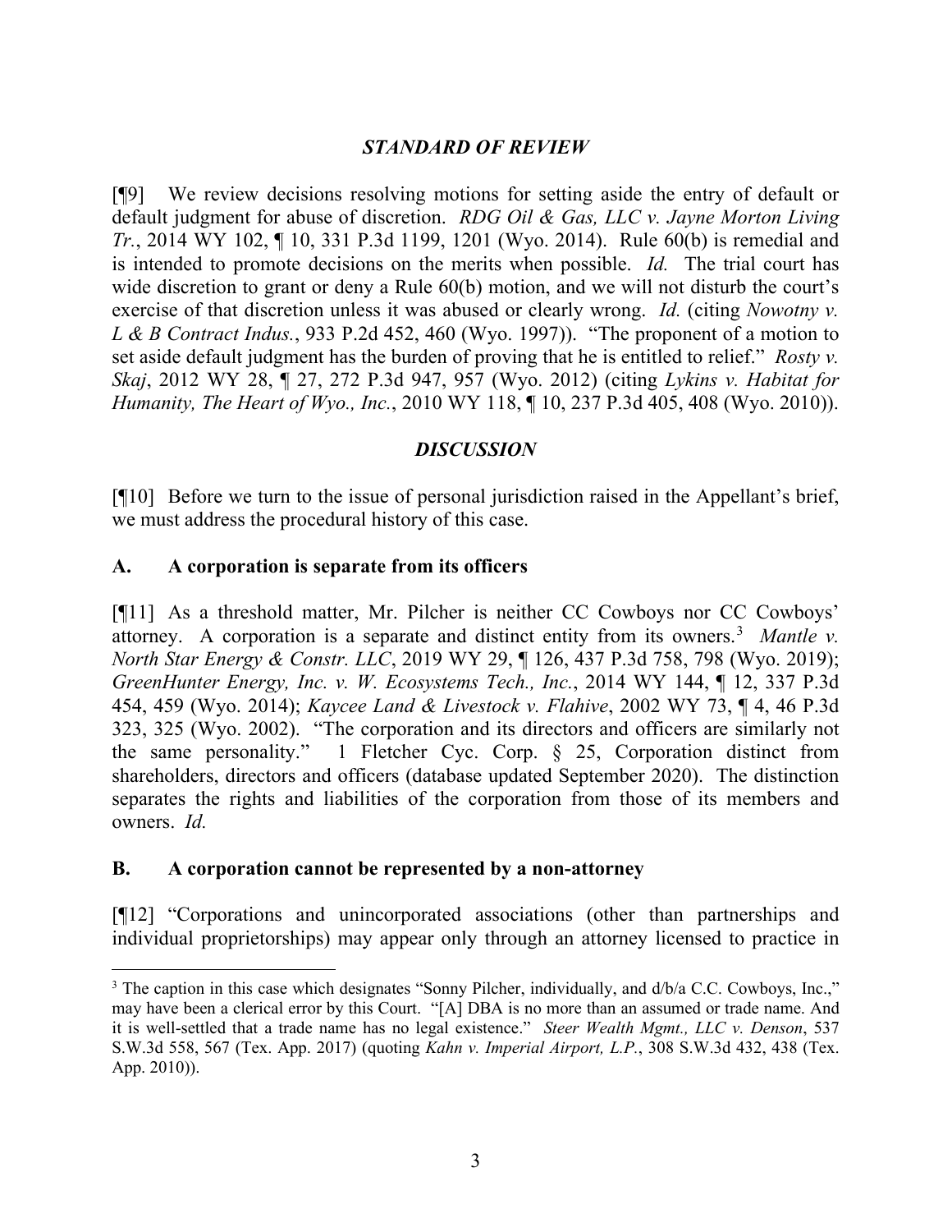### *STANDARD OF REVIEW*

[¶9] We review decisions resolving motions for setting aside the entry of default or default judgment for abuse of discretion. *RDG Oil & Gas, LLC v. Jayne Morton Living Tr.*, 2014 WY 102, ¶ 10, 331 P.3d 1199, 1201 (Wyo. 2014). Rule 60(b) is remedial and is intended to promote decisions on the merits when possible. *Id.* The trial court has wide discretion to grant or deny a Rule 60(b) motion, and we will not disturb the court's exercise of that discretion unless it was abused or clearly wrong. *Id.* (citing *Nowotny v. L & B Contract Indus.*, 933 P.2d 452, 460 (Wyo. 1997)). "The proponent of a motion to set aside default judgment has the burden of proving that he is entitled to relief." *Rosty v. Skaj*, 2012 WY 28, ¶ 27, 272 P.3d 947, 957 (Wyo. 2012) (citing *Lykins v. Habitat for Humanity, The Heart of Wyo., Inc.*, 2010 WY 118, ¶ 10, 237 P.3d 405, 408 (Wyo. 2010)).

### *DISCUSSION*

[¶10] Before we turn to the issue of personal jurisdiction raised in the Appellant's brief, we must address the procedural history of this case.

#### **A. A corporation is separate from its officers**

[¶11] As a threshold matter, Mr. Pilcher is neither CC Cowboys nor CC Cowboys' attorney. A corporation is a separate and distinct entity from its owners.[3] *Mantle v. North Star Energy & Constr. LLC*, 2019 WY 29, ¶ 126, 437 P.3d 758, 798 (Wyo. 2019); *GreenHunter Energy, Inc. v. W. Ecosystems Tech., Inc.*, 2014 WY 144, ¶ 12, 337 P.3d 454, 459 (Wyo. 2014); *Kaycee Land & Livestock v. Flahive*, 2002 WY 73, ¶ 4, 46 P.3d 323, 325 (Wyo. 2002). "The corporation and its directors and officers are similarly not the same personality." 1 Fletcher Cyc. Corp. § 25, Corporation distinct from shareholders, directors and officers (database updated September 2020). The distinction separates the rights and liabilities of the corporation from those of its members and owners. *Id.*

#### **B. A corporation cannot be represented by a non-attorney**

[¶12] "Corporations and unincorporated associations (other than partnerships and individual proprietorships) may appear only through an attorney licensed to practice in

---

[3] The caption in this case which designates "Sonny Pilcher, individually, and d/b/a C.C. Cowboys, Inc.," may have been a clerical error by this Court. "[A] DBA is no more than an assumed or trade name. And it is well-settled that a trade name has no legal existence." *Steer Wealth Mgmt., LLC v. Denson*, 537 S.W.3d 558, 567 (Tex. App. 2017) (quoting *Kahn v. Imperial Airport, L.P.*, 308 S.W.3d 432, 438 (Tex. App. 2010)).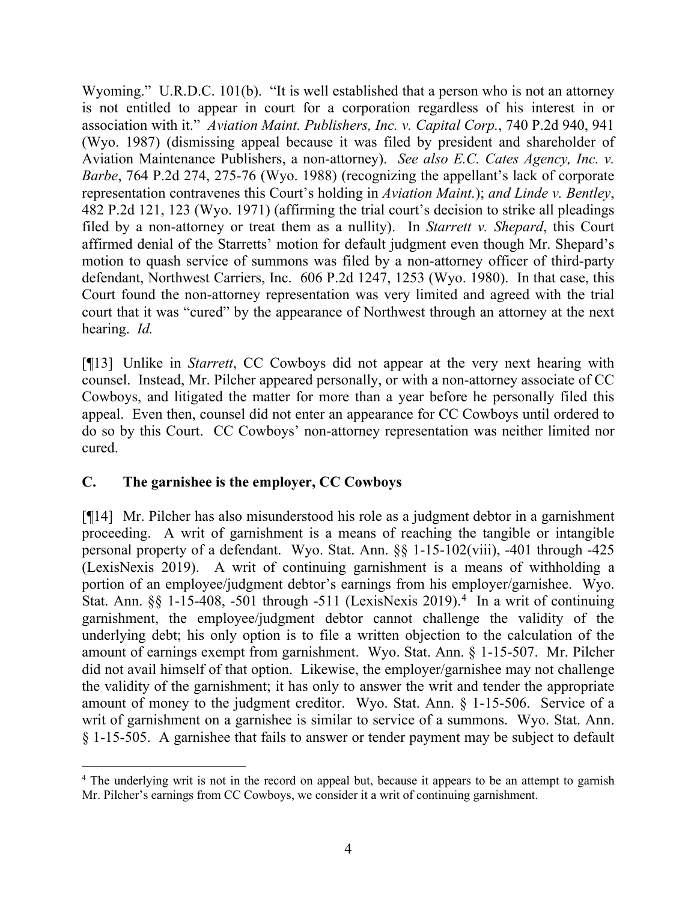Wyoming." U.R.D.C. 101(b). "It is well established that a person who is not an attorney is not entitled to appear in court for a corporation regardless of his interest in or association with it." *Aviation Maint. Publishers, Inc. v. Capital Corp.*, 740 P.2d 940, 941 (Wyo. 1987) (dismissing appeal because it was filed by president and shareholder of Aviation Maintenance Publishers, a non-attorney). *See also E.C. Cates Agency, Inc. v. Barbe*, 764 P.2d 274, 275-76 (Wyo. 1988) (recognizing the appellant's lack of corporate representation contravenes this Court's holding in *Aviation Maint.*); *and Linde v. Bentley*, 482 P.2d 121, 123 (Wyo. 1971) (affirming the trial court's decision to strike all pleadings filed by a non-attorney or treat them as a nullity). In *Starrett v. Shepard*, this Court affirmed denial of the Starretts' motion for default judgment even though Mr. Shepard's motion to quash service of summons was filed by a non-attorney officer of third-party defendant, Northwest Carriers, Inc. 606 P.2d 1247, 1253 (Wyo. 1980). In that case, this Court found the non-attorney representation was very limited and agreed with the trial court that it was "cured" by the appearance of Northwest through an attorney at the next hearing. *Id.*

[¶13] Unlike in *Starrett*, CC Cowboys did not appear at the very next hearing with counsel. Instead, Mr. Pilcher appeared personally, or with a non-attorney associate of CC Cowboys, and litigated the matter for more than a year before he personally filed this appeal. Even then, counsel did not enter an appearance for CC Cowboys until ordered to do so by this Court. CC Cowboys' non-attorney representation was neither limited nor cured.

## C. The garnishee is the employer, CC Cowboys

[¶14] Mr. Pilcher has also misunderstood his role as a judgment debtor in a garnishment proceeding. A writ of garnishment is a means of reaching the tangible or intangible personal property of a defendant. Wyo. Stat. Ann. §§ 1-15-102(viii), -401 through -425 (LexisNexis 2019). A writ of continuing garnishment is a means of withholding a portion of an employee/judgment debtor's earnings from his employer/garnishee. Wyo. Stat. Ann. §§ 1-15-408, -501 through -511 (LexisNexis 2019).[4] In a writ of continuing garnishment, the employee/judgment debtor cannot challenge the validity of the underlying debt; his only option is to file a written objection to the calculation of the amount of earnings exempt from garnishment. Wyo. Stat. Ann. § 1-15-507. Mr. Pilcher did not avail himself of that option. Likewise, the employer/garnishee may not challenge the validity of the garnishment; it has only to answer the writ and tender the appropriate amount of money to the judgment creditor. Wyo. Stat. Ann. § 1-15-506. Service of a writ of garnishment on a garnishee is similar to service of a summons. Wyo. Stat. Ann. § 1-15-505. A garnishee that fails to answer or tender payment may be subject to default

[4] The underlying writ is not in the record on appeal but, because it appears to be an attempt to garnish Mr. Pilcher's earnings from CC Cowboys, we consider it a writ of continuing garnishment.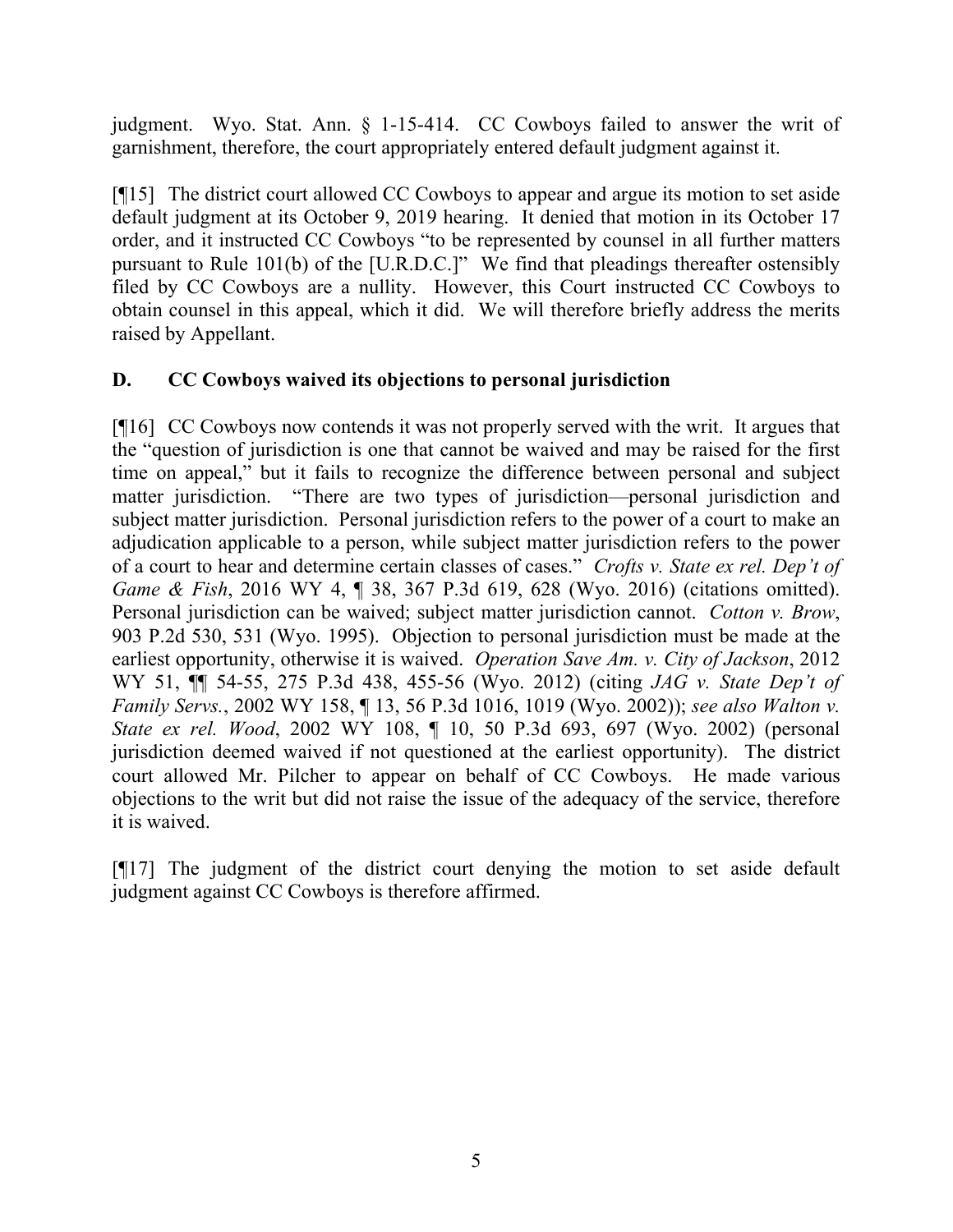judgment. Wyo. Stat. Ann. § 1-15-414. CC Cowboys failed to answer the writ of garnishment, therefore, the court appropriately entered default judgment against it.

[¶15] The district court allowed CC Cowboys to appear and argue its motion to set aside default judgment at its October 9, 2019 hearing. It denied that motion in its October 17 order, and it instructed CC Cowboys "to be represented by counsel in all further matters pursuant to Rule 101(b) of the [U.R.D.C.]" We find that pleadings thereafter ostensibly filed by CC Cowboys are a nullity. However, this Court instructed CC Cowboys to obtain counsel in this appeal, which it did. We will therefore briefly address the merits raised by Appellant.

## D. CC Cowboys waived its objections to personal jurisdiction

[¶16] CC Cowboys now contends it was not properly served with the writ. It argues that the "question of jurisdiction is one that cannot be waived and may be raised for the first time on appeal," but it fails to recognize the difference between personal and subject matter jurisdiction. "There are two types of jurisdiction—personal jurisdiction and subject matter jurisdiction. Personal jurisdiction refers to the power of a court to make an adjudication applicable to a person, while subject matter jurisdiction refers to the power of a court to hear and determine certain classes of cases." *Crofts v. State ex rel. Dep't of Game & Fish*, 2016 WY 4, ¶ 38, 367 P.3d 619, 628 (Wyo. 2016) (citations omitted). Personal jurisdiction can be waived; subject matter jurisdiction cannot. *Cotton v. Brow*, 903 P.2d 530, 531 (Wyo. 1995). Objection to personal jurisdiction must be made at the earliest opportunity, otherwise it is waived. *Operation Save Am. v. City of Jackson*, 2012 WY 51, ¶¶ 54-55, 275 P.3d 438, 455-56 (Wyo. 2012) (citing *JAG v. State Dep't of Family Servs.*, 2002 WY 158, ¶ 13, 56 P.3d 1016, 1019 (Wyo. 2002)); *see also Walton v. State ex rel. Wood*, 2002 WY 108, ¶ 10, 50 P.3d 693, 697 (Wyo. 2002) (personal jurisdiction deemed waived if not questioned at the earliest opportunity). The district court allowed Mr. Pilcher to appear on behalf of CC Cowboys. He made various objections to the writ but did not raise the issue of the adequacy of the service, therefore it is waived.

[¶17] The judgment of the district court denying the motion to set aside default judgment against CC Cowboys is therefore affirmed.